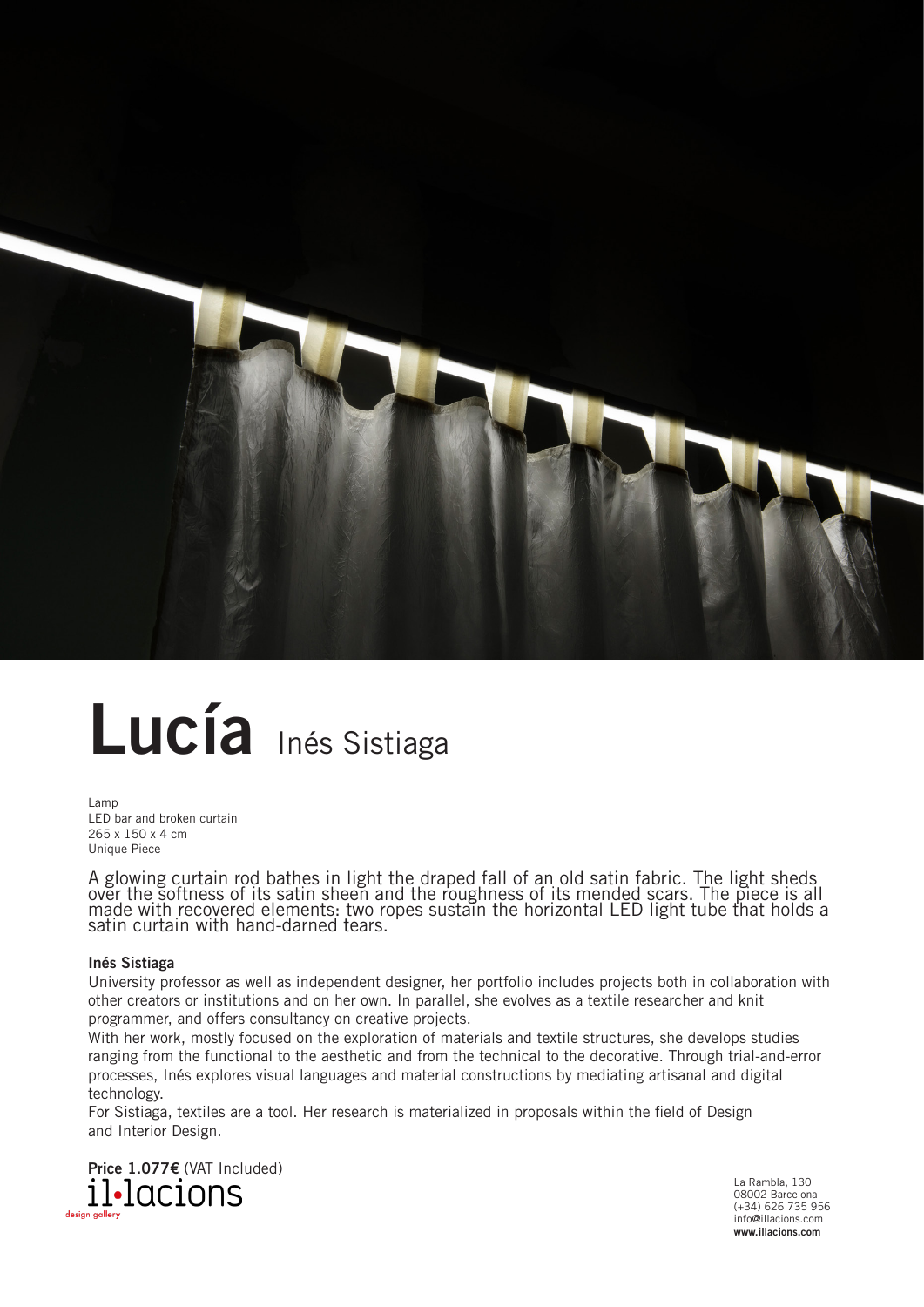# Lucía Inés Sistiaga

Lamp
LED bar and broken curtain
265 x 150 x 4 cm
Unique Piece

A glowing curtain rod bathes in light the draped fall of an old satin fabric. The light sheds over the softness of its satin sheen and the roughness of its mended scars. The piece is all made with recovered elements: two ropes sustain the horizontal LED light tube that holds a satin curtain with hand-darned tears.

**Inés Sistiaga**

University professor as well as independent designer, her portfolio includes projects both in collaboration with other creators or institutions and on her own. In parallel, she evolves as a textile researcher and knit programmer, and offers consultancy on creative projects.

With her work, mostly focused on the exploration of materials and textile structures, she develops studies ranging from the functional to the aesthetic and from the technical to the decorative. Through trial-and-error processes, Inés explores visual languages and material constructions by mediating artisanal and digital technology.

For Sistiaga, textiles are a tool. Her research is materialized in proposals within the field of Design and Interior Design.

**Price 1.077€** (VAT Included)

il•lacions
design gallery

La Rambla, 130
08002 Barcelona
(+34) 626 735 956
info@illacions.com
**www.illacions.com**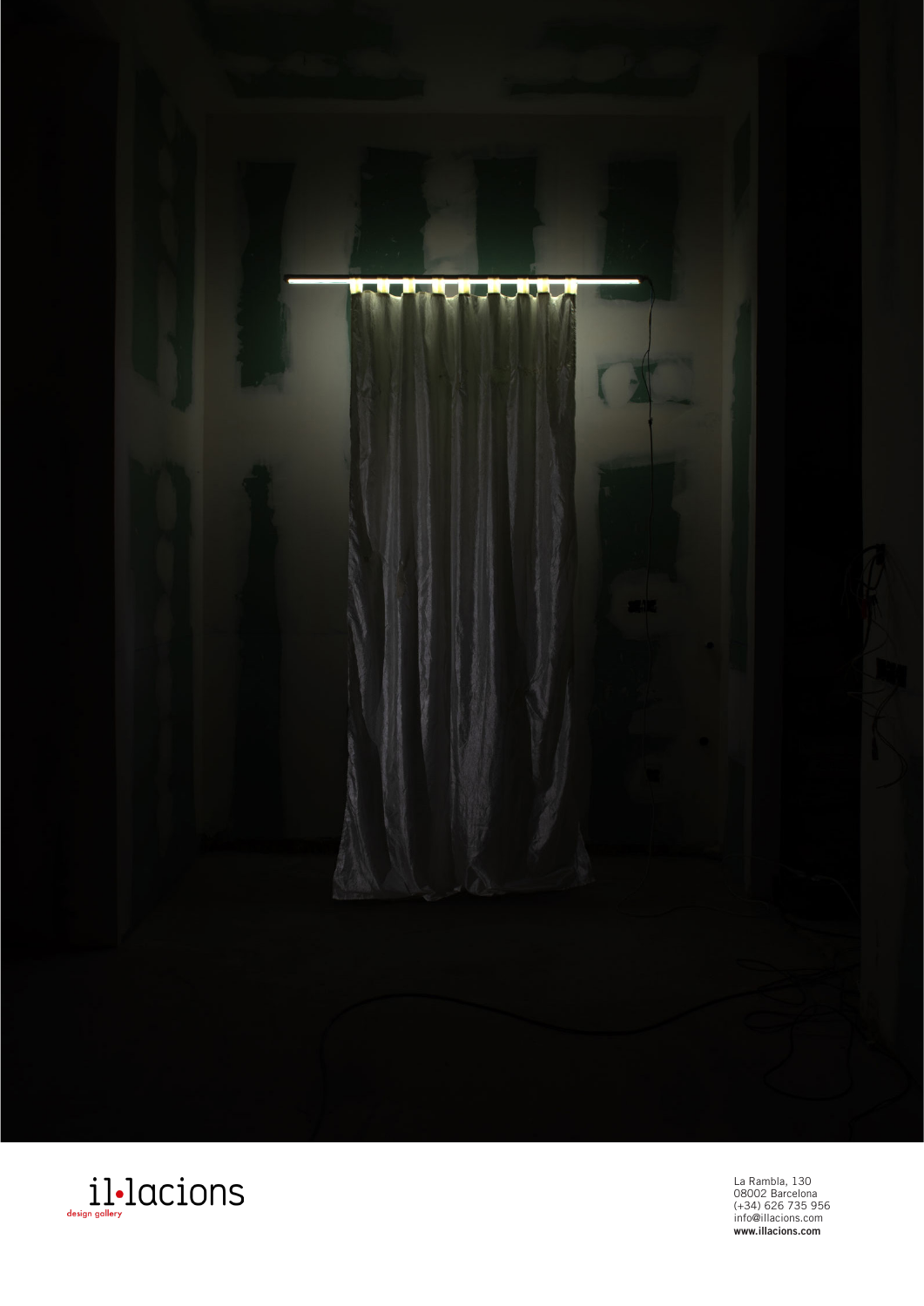il·lacions
design gallery

La Rambla, 130
08002 Barcelona
(+34) 626 735 956
info@illacions.com
**www.illacions.com**